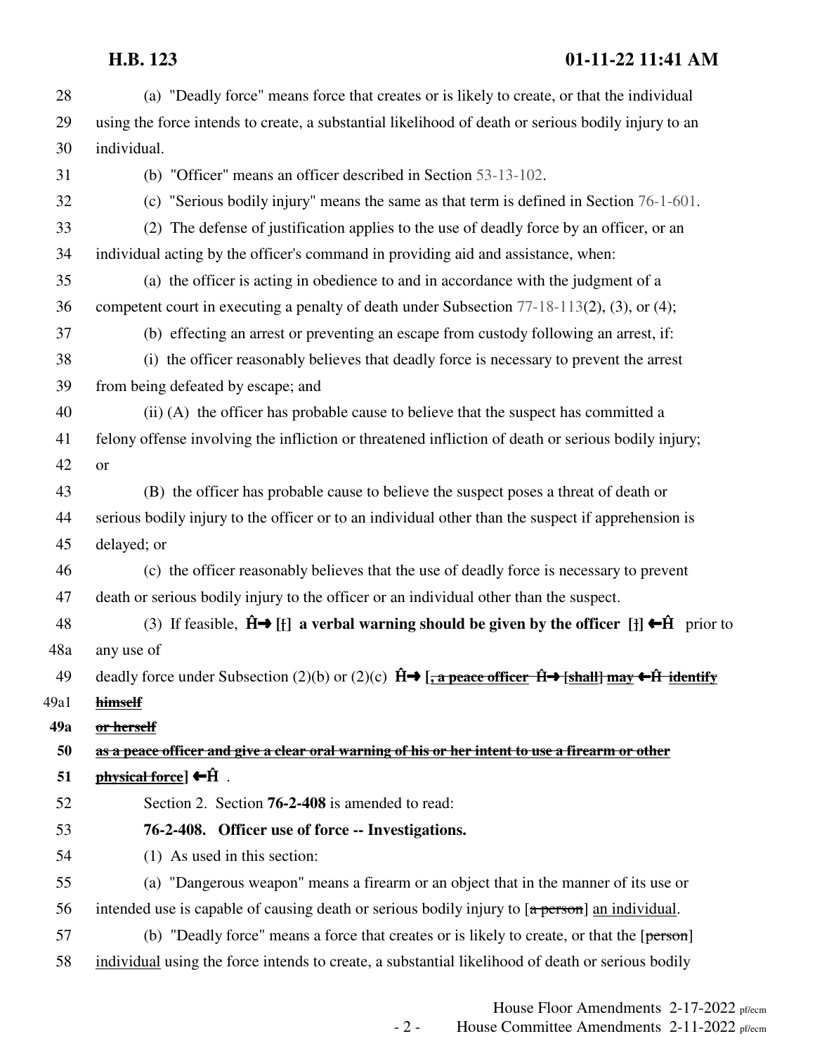28 (a) "Deadly force" means force that creates or is likely to create, or that the individual
29 using the force intends to create, a substantial likelihood of death or serious bodily injury to an
30 individual.

31 (b) "Officer" means an officer described in Section 53-13-102.

32 (c) "Serious bodily injury" means the same as that term is defined in Section 76-1-601.

33 (2) The defense of justification applies to the use of deadly force by an officer, or an
34 individual acting by the officer's command in providing aid and assistance, when:

35 (a) the officer is acting in obedience to and in accordance with the judgment of a
36 competent court in executing a penalty of death under Subsection 77-18-113(2), (3), or (4);

37 (b) effecting an arrest or preventing an escape from custody following an arrest, if:

38 (i) the officer reasonably believes that deadly force is necessary to prevent the arrest
39 from being defeated by escape; and

40 (ii) (A) the officer has probable cause to believe that the suspect has committed a
41 felony offense involving the infliction or threatened infliction of death or serious bodily injury;
42 or

43 (B) the officer has probable cause to believe the suspect poses a threat of death or
44 serious bodily injury to the officer or to an individual other than the suspect if apprehension is
45 delayed; or

46 (c) the officer reasonably believes that the use of deadly force is necessary to prevent
47 death or serious bodily injury to the officer or an individual other than the suspect.

48 (3) If feasible, **Ĥ→ [~~,~~] a verbal warning should be given by the officer [~~,~~] ←Ĥ** prior to
48a any use of
49 deadly force under Subsection (2)(b) or (2)(c) **Ĥ→ [~~, a peace officer~~ Ĥ→ [~~shall~~] ~~may~~ ←Ĥ ~~identify~~**
49a1 **~~himself~~**
**49a** **~~or herself~~**
**50** **~~as a peace officer and give a clear oral warning of his or her intent to use a firearm or other~~**
**51** **~~physical force~~] ←Ĥ** .

52 Section 2. Section **76-2-408** is amended to read:

53 **76-2-408. Officer use of force -- Investigations.**

54 (1) As used in this section:

55 (a) "Dangerous weapon" means a firearm or an object that in the manner of its use or
56 intended use is capable of causing death or serious bodily injury to [~~a person~~] an individual.

57 (b) "Deadly force" means a force that creates or is likely to create, or that the [~~person~~]
58 individual using the force intends to create, a substantial likelihood of death or serious bodily

House Floor Amendments 2-17-2022 pf/ecm
House Committee Amendments 2-11-2022 pf/ecm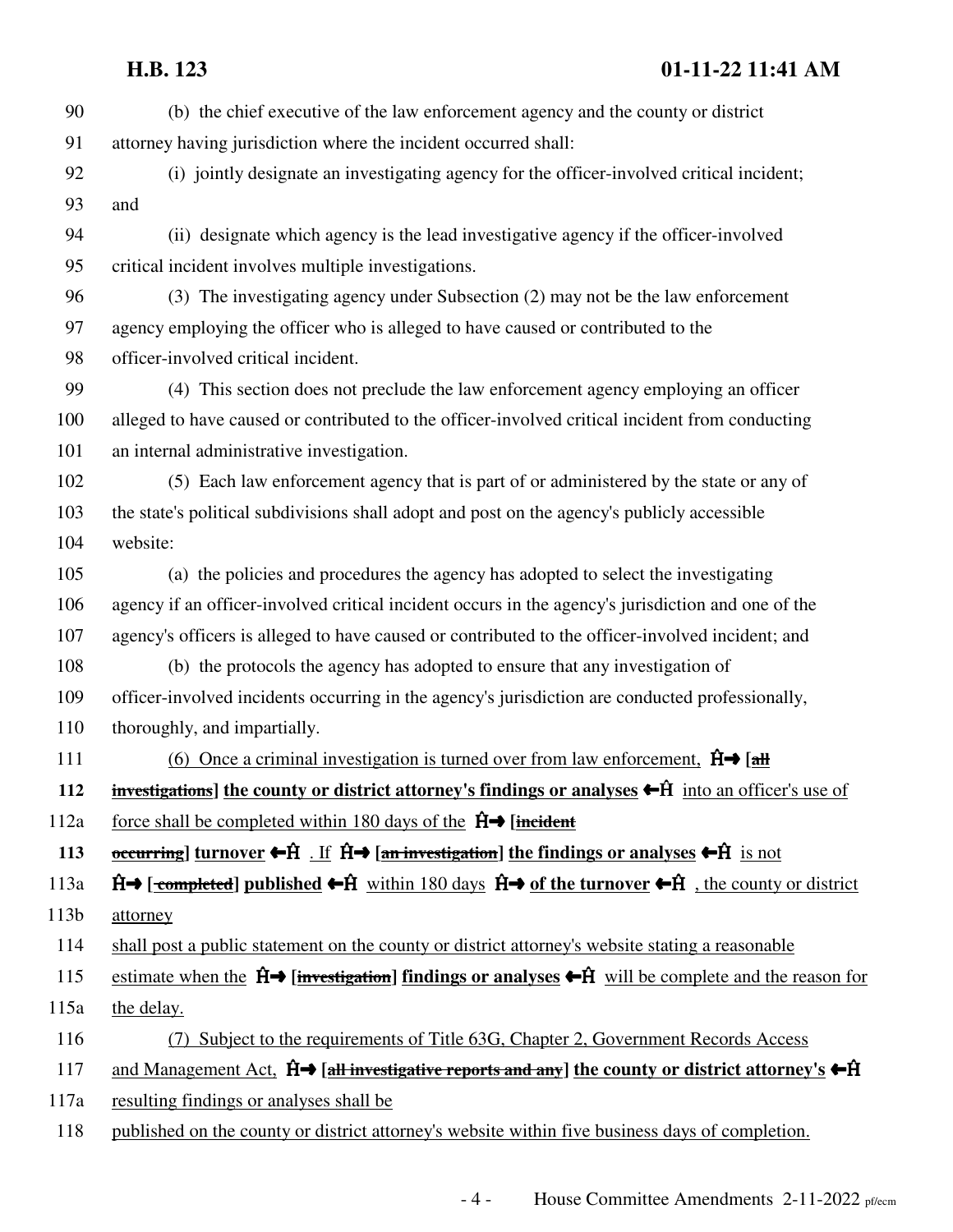90 (b) the chief executive of the law enforcement agency and the county or district

91 attorney having jurisdiction where the incident occurred shall:

92 (i) jointly designate an investigating agency for the officer-involved critical incident;

93 and

94 (ii) designate which agency is the lead investigative agency if the officer-involved

95 critical incident involves multiple investigations.

96 (3) The investigating agency under Subsection (2) may not be the law enforcement

97 agency employing the officer who is alleged to have caused or contributed to the

98 officer-involved critical incident.

99 (4) This section does not preclude the law enforcement agency employing an officer

100 alleged to have caused or contributed to the officer-involved critical incident from conducting

101 an internal administrative investigation.

102 (5) Each law enforcement agency that is part of or administered by the state or any of

103 the state's political subdivisions shall adopt and post on the agency's publicly accessible

104 website:

105 (a) the policies and procedures the agency has adopted to select the investigating

106 agency if an officer-involved critical incident occurs in the agency's jurisdiction and one of the

107 agency's officers is alleged to have caused or contributed to the officer-involved incident; and

108 (b) the protocols the agency has adopted to ensure that any investigation of

109 officer-involved incidents occurring in the agency's jurisdiction are conducted professionally,

110 thoroughly, and impartially.

111 (6) Once a criminal investigation is turned over from law enforcement, Ĥ→ [~~all~~

**112** ~~investigations~~] **the county or district attorney's findings or analyses** ←Ĥ into an officer's use of

112a force shall be completed within 180 days of the Ĥ→ [~~incident~~

**113** ~~occurring~~] **turnover** ←Ĥ . If Ĥ→ [~~an investigation~~] **the findings or analyses** ←Ĥ is not

113a Ĥ→ [~~completed~~] **published** ←Ĥ within 180 days Ĥ→ **of the turnover** ←Ĥ , the county or district

113b attorney

114 shall post a public statement on the county or district attorney's website stating a reasonable

115 estimate when the Ĥ→ [~~investigation~~] **findings or analyses** ←Ĥ will be complete and the reason for

115a the delay.

116 (7) Subject to the requirements of Title 63G, Chapter 2, Government Records Access

117 and Management Act, Ĥ→ [~~all investigative reports and any~~] **the county or district attorney's** ←Ĥ

117a resulting findings or analyses shall be

118 published on the county or district attorney's website within five business days of completion.